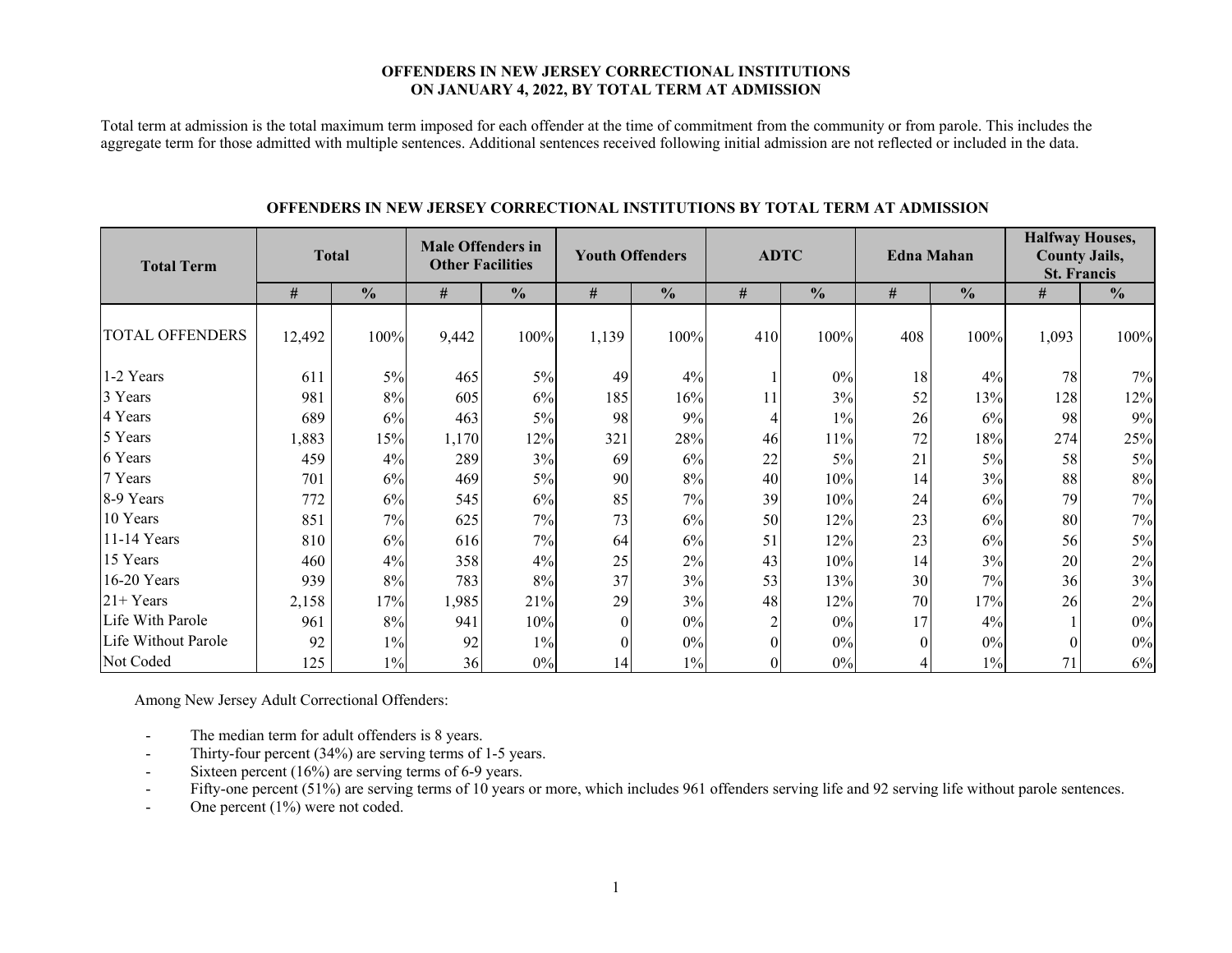**OFFENDERS IN NEW JERSEY CORRECTIONAL INSTITUTIONS ON JANUARY 4, 2022, BY TOTAL TERM AT ADMISSION**

Total term at admission is the total maximum term imposed for each offender at the time of commitment from the community or from parole. This includes the aggregate term for those admitted with multiple sentences. Additional sentences received following initial admission are not reflected or included in the data.

**OFFENDERS IN NEW JERSEY CORRECTIONAL INSTITUTIONS BY TOTAL TERM AT ADMISSION**

| Total Term | Total | | Male Offenders in Other Facilities | | Youth Offenders | | ADTC | | Edna Mahan | | Halfway Houses, County Jails, St. Francis | |
|---|---|---|---|---|---|---|---|---|---|---|---|---|
| | # | % | # | % | # | % | # | % | # | % | # | % |
| TOTAL OFFENDERS | 12,492 | 100% | 9,442 | 100% | 1,139 | 100% | 410 | 100% | 408 | 100% | 1,093 | 100% |
| 1-2 Years | 611 | 5% | 465 | 5% | 49 | 4% | 1 | 0% | 18 | 4% | 78 | 7% |
| 3 Years | 981 | 8% | 605 | 6% | 185 | 16% | 11 | 3% | 52 | 13% | 128 | 12% |
| 4 Years | 689 | 6% | 463 | 5% | 98 | 9% | 4 | 1% | 26 | 6% | 98 | 9% |
| 5 Years | 1,883 | 15% | 1,170 | 12% | 321 | 28% | 46 | 11% | 72 | 18% | 274 | 25% |
| 6 Years | 459 | 4% | 289 | 3% | 69 | 6% | 22 | 5% | 21 | 5% | 58 | 5% |
| 7 Years | 701 | 6% | 469 | 5% | 90 | 8% | 40 | 10% | 14 | 3% | 88 | 8% |
| 8-9 Years | 772 | 6% | 545 | 6% | 85 | 7% | 39 | 10% | 24 | 6% | 79 | 7% |
| 10 Years | 851 | 7% | 625 | 7% | 73 | 6% | 50 | 12% | 23 | 6% | 80 | 7% |
| 11-14 Years | 810 | 6% | 616 | 7% | 64 | 6% | 51 | 12% | 23 | 6% | 56 | 5% |
| 15 Years | 460 | 4% | 358 | 4% | 25 | 2% | 43 | 10% | 14 | 3% | 20 | 2% |
| 16-20 Years | 939 | 8% | 783 | 8% | 37 | 3% | 53 | 13% | 30 | 7% | 36 | 3% |
| 21+ Years | 2,158 | 17% | 1,985 | 21% | 29 | 3% | 48 | 12% | 70 | 17% | 26 | 2% |
| Life With Parole | 961 | 8% | 941 | 10% | 0 | 0% | 2 | 0% | 17 | 4% | 1 | 0% |
| Life Without Parole | 92 | 1% | 92 | 1% | 0 | 0% | 0 | 0% | 0 | 0% | 0 | 0% |
| Not Coded | 125 | 1% | 36 | 0% | 14 | 1% | 0 | 0% | 4 | 1% | 71 | 6% |

Among New Jersey Adult Correctional Offenders:

- The median term for adult offenders is 8 years.
- Thirty-four percent (34%) are serving terms of 1-5 years.
- Sixteen percent (16%) are serving terms of 6-9 years.
- Fifty-one percent (51%) are serving terms of 10 years or more, which includes 961 offenders serving life and 92 serving life without parole sentences.
- One percent (1%) were not coded.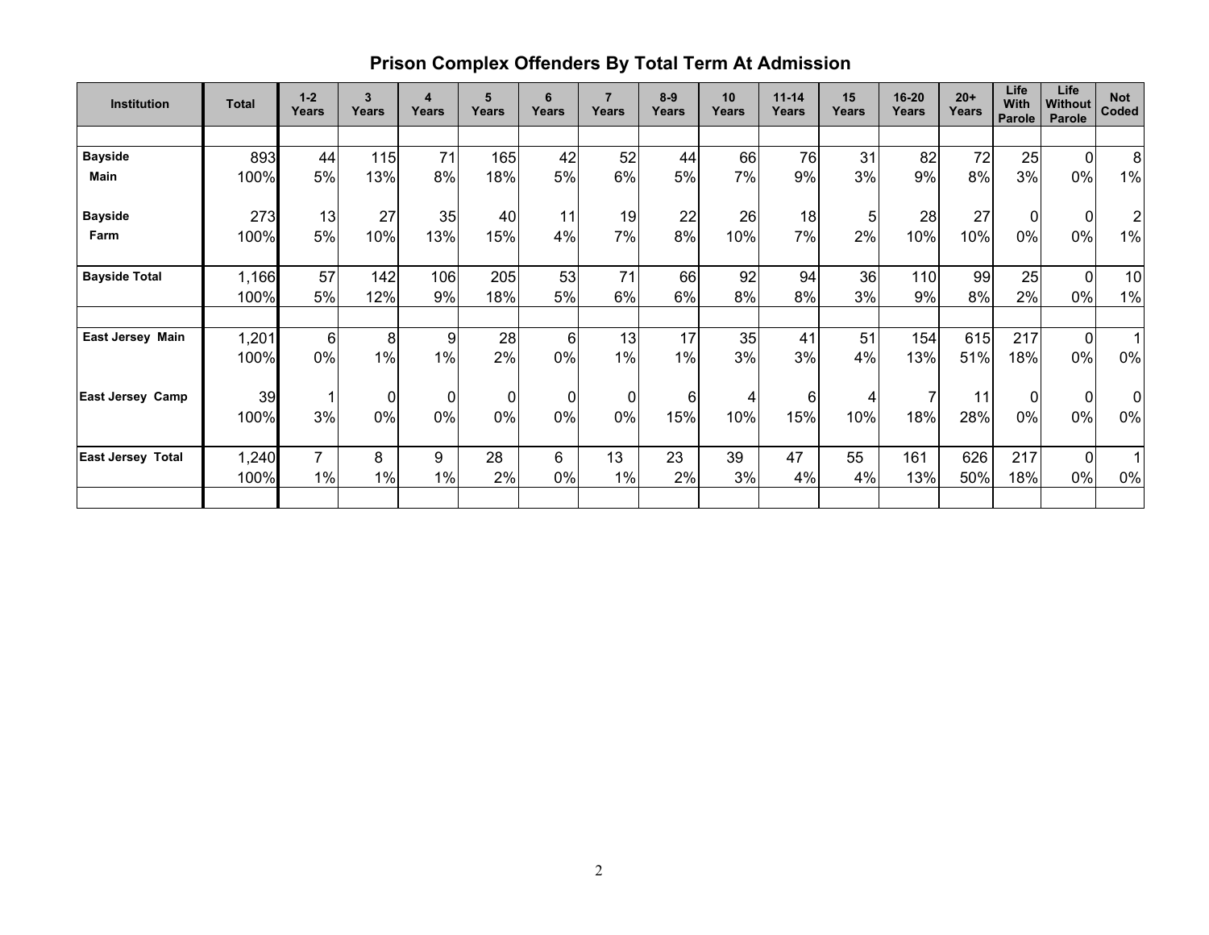## Prison Complex Offenders By Total Term At Admission

| Institution | Total | 1-2 Years | 3 Years | 4 Years | 5 Years | 6 Years | 7 Years | 8-9 Years | 10 Years | 11-14 Years | 15 Years | 16-20 Years | 20+ Years | Life With Parole | Life Without Parole | Not Coded |
|---|---|---|---|---|---|---|---|---|---|---|---|---|---|---|---|---|
| **Bayside Main** | 893 | 44 | 115 | 71 | 165 | 42 | 52 | 44 | 66 | 76 | 31 | 82 | 72 | 25 | 0 | 8 |
| | 100% | 5% | 13% | 8% | 18% | 5% | 6% | 5% | 7% | 9% | 3% | 9% | 8% | 3% | 0% | 1% |
| **Bayside Farm** | 273 | 13 | 27 | 35 | 40 | 11 | 19 | 22 | 26 | 18 | 5 | 28 | 27 | 0 | 0 | 2 |
| | 100% | 5% | 10% | 13% | 15% | 4% | 7% | 8% | 10% | 7% | 2% | 10% | 10% | 0% | 0% | 1% |
| **Bayside Total** | 1,166 | 57 | 142 | 106 | 205 | 53 | 71 | 66 | 92 | 94 | 36 | 110 | 99 | 25 | 0 | 10 |
| | 100% | 5% | 12% | 9% | 18% | 5% | 6% | 6% | 8% | 8% | 3% | 9% | 8% | 2% | 0% | 1% |
| **East Jersey Main** | 1,201 | 6 | 8 | 9 | 28 | 6 | 13 | 17 | 35 | 41 | 51 | 154 | 615 | 217 | 0 | 1 |
| | 100% | 0% | 1% | 1% | 2% | 0% | 1% | 1% | 3% | 3% | 4% | 13% | 51% | 18% | 0% | 0% |
| **East Jersey Camp** | 39 | 1 | 0 | 0 | 0 | 0 | 0 | 6 | 4 | 6 | 4 | 7 | 11 | 0 | 0 | 0 |
| | 100% | 3% | 0% | 0% | 0% | 0% | 0% | 15% | 10% | 15% | 10% | 18% | 28% | 0% | 0% | 0% |
| **East Jersey Total** | 1,240 | 7 | 8 | 9 | 28 | 6 | 13 | 23 | 39 | 47 | 55 | 161 | 626 | 217 | 0 | 1 |
| | 100% | 1% | 1% | 1% | 2% | 0% | 1% | 2% | 3% | 4% | 4% | 13% | 50% | 18% | 0% | 0% |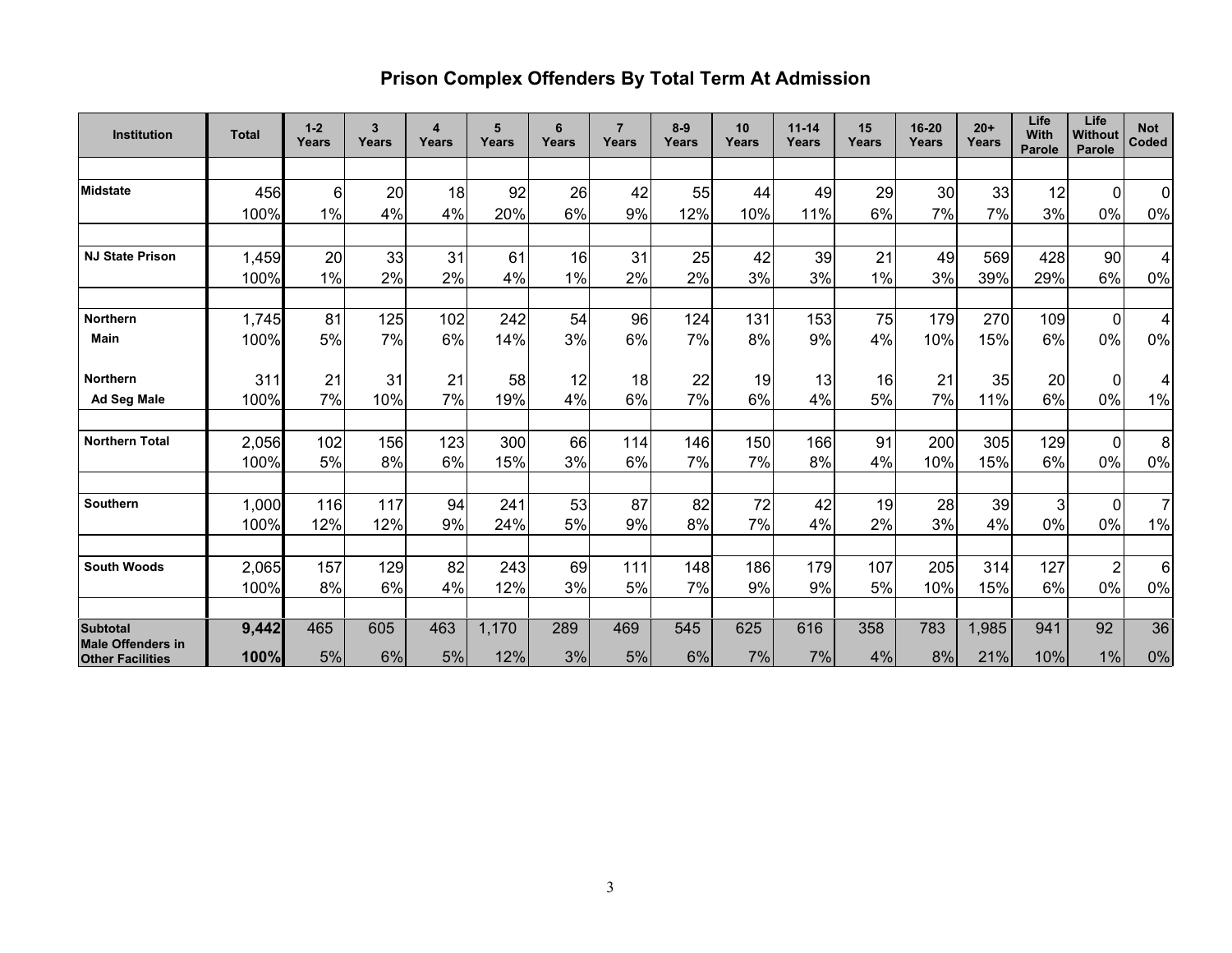# Prison Complex Offenders By Total Term At Admission

| Institution | Total | 1-2 Years | 3 Years | 4 Years | 5 Years | 6 Years | 7 Years | 8-9 Years | 10 Years | 11-14 Years | 15 Years | 16-20 Years | 20+ Years | Life With Parole | Life Without Parole | Not Coded |
|---|---|---|---|---|---|---|---|---|---|---|---|---|---|---|---|---|
| Midstate | 456 | 6 | 20 | 18 | 92 | 26 | 42 | 55 | 44 | 49 | 29 | 30 | 33 | 12 | 0 | 0 |
| | 100% | 1% | 4% | 4% | 20% | 6% | 9% | 12% | 10% | 11% | 6% | 7% | 7% | 3% | 0% | 0% |
| NJ State Prison | 1,459 | 20 | 33 | 31 | 61 | 16 | 31 | 25 | 42 | 39 | 21 | 49 | 569 | 428 | 90 | 4 |
| | 100% | 1% | 2% | 2% | 4% | 1% | 2% | 2% | 3% | 3% | 1% | 3% | 39% | 29% | 6% | 0% |
| Northern Main | 1,745 | 81 | 125 | 102 | 242 | 54 | 96 | 124 | 131 | 153 | 75 | 179 | 270 | 109 | 0 | 4 |
| | 100% | 5% | 7% | 6% | 14% | 3% | 6% | 7% | 8% | 9% | 4% | 10% | 15% | 6% | 0% | 0% |
| Northern Ad Seg Male | 311 | 21 | 31 | 21 | 58 | 12 | 18 | 22 | 19 | 13 | 16 | 21 | 35 | 20 | 0 | 4 |
| | 100% | 7% | 10% | 7% | 19% | 4% | 6% | 7% | 6% | 4% | 5% | 7% | 11% | 6% | 0% | 1% |
| Northern Total | 2,056 | 102 | 156 | 123 | 300 | 66 | 114 | 146 | 150 | 166 | 91 | 200 | 305 | 129 | 0 | 8 |
| | 100% | 5% | 8% | 6% | 15% | 3% | 6% | 7% | 7% | 8% | 4% | 10% | 15% | 6% | 0% | 0% |
| Southern | 1,000 | 116 | 117 | 94 | 241 | 53 | 87 | 82 | 72 | 42 | 19 | 28 | 39 | 3 | 0 | 7 |
| | 100% | 12% | 12% | 9% | 24% | 5% | 9% | 8% | 7% | 4% | 2% | 3% | 4% | 0% | 0% | 1% |
| South Woods | 2,065 | 157 | 129 | 82 | 243 | 69 | 111 | 148 | 186 | 179 | 107 | 205 | 314 | 127 | 2 | 6 |
| | 100% | 8% | 6% | 4% | 12% | 3% | 5% | 7% | 9% | 9% | 5% | 10% | 15% | 6% | 0% | 0% |
| **Subtotal Male Offenders in Other Facilities** | **9,442** | 465 | 605 | 463 | 1,170 | 289 | 469 | 545 | 625 | 616 | 358 | 783 | 1,985 | 941 | 92 | 36 |
| | **100%** | 5% | 6% | 5% | 12% | 3% | 5% | 6% | 7% | 7% | 4% | 8% | 21% | 10% | 1% | 0% |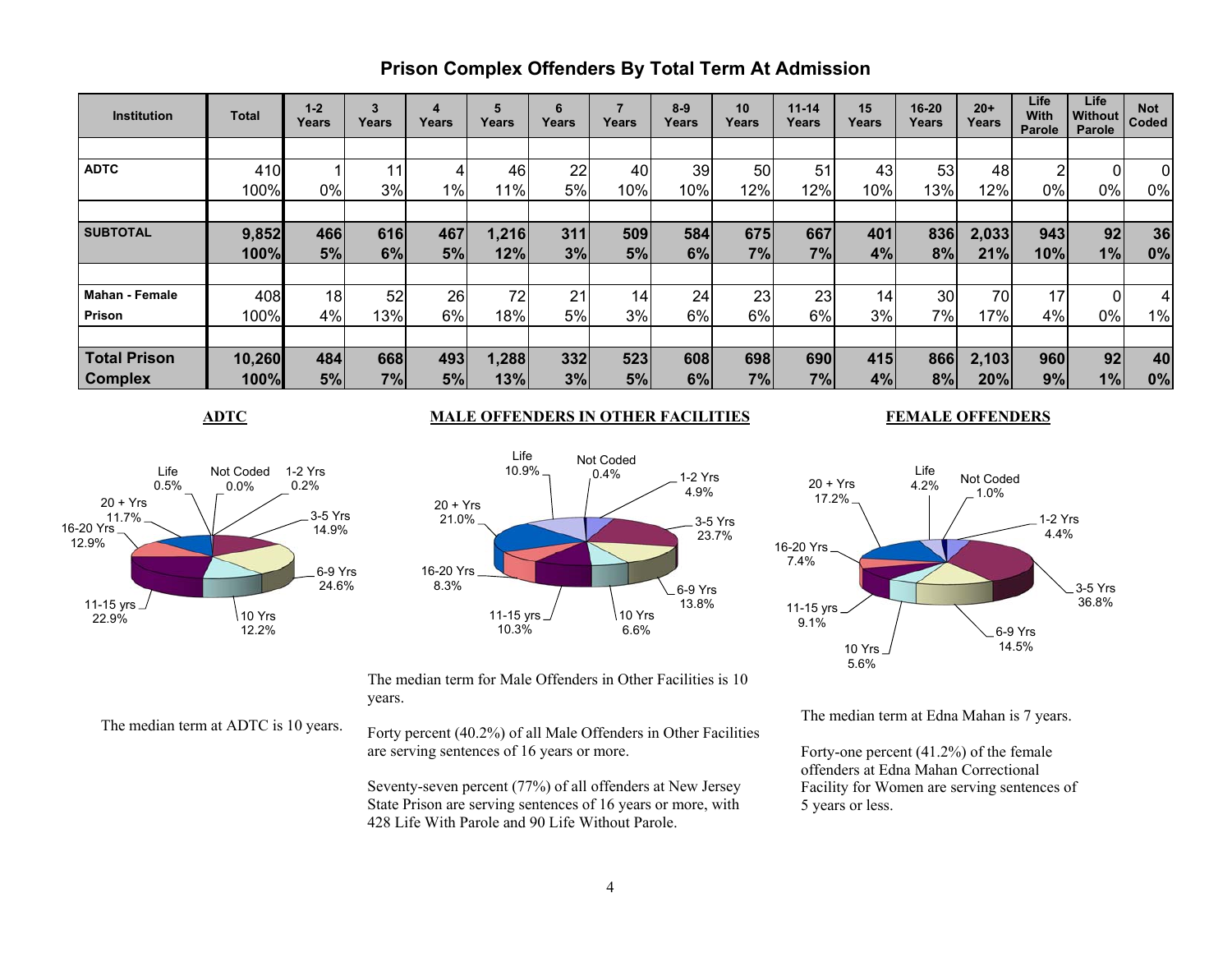# Prison Complex Offenders By Total Term At Admission

| Institution | Total | 1-2 Years | 3 Years | 4 Years | 5 Years | 6 Years | 7 Years | 8-9 Years | 10 Years | 11-14 Years | 15 Years | 16-20 Years | 20+ Years | Life With Parole | Life Without Parole | Not Coded |
|---|---|---|---|---|---|---|---|---|---|---|---|---|---|---|---|---|
| **ADTC** | 410 | 1 | 11 | 4 | 46 | 22 | 40 | 39 | 50 | 51 | 43 | 53 | 48 | 2 | 0 | 0 |
| | 100% | 0% | 3% | 1% | 11% | 5% | 10% | 10% | 12% | 12% | 10% | 13% | 12% | 0% | 0% | 0% |
| **SUBTOTAL** | **9,852** | **466** | **616** | **467** | **1,216** | **311** | **509** | **584** | **675** | **667** | **401** | **836** | **2,033** | **943** | **92** | **36** |
| | **100%** | **5%** | **6%** | **5%** | **12%** | **3%** | **5%** | **6%** | **7%** | **7%** | **4%** | **8%** | **21%** | **10%** | **1%** | **0%** |
| **Mahan - Female Prison** | 408 | 18 | 52 | 26 | 72 | 21 | 14 | 24 | 23 | 23 | 14 | 30 | 70 | 17 | 0 | 4 |
| | 100% | 4% | 13% | 6% | 18% | 5% | 3% | 6% | 6% | 6% | 3% | 7% | 17% | 4% | 0% | 1% |
| **Total Prison Complex** | **10,260** | **484** | **668** | **493** | **1,288** | **332** | **523** | **608** | **698** | **690** | **415** | **866** | **2,103** | **960** | **92** | **40** |
| | **100%** | **5%** | **7%** | **5%** | **13%** | **3%** | **5%** | **6%** | **7%** | **7%** | **4%** | **8%** | **20%** | **9%** | **1%** | **0%** |

## ADTC

Life 0.5%, Not Coded 0.0%, 1-2 Yrs 0.2%, 3-5 Yrs 14.9%, 6-9 Yrs 24.6%, 10 Yrs 12.2%, 11-15 yrs 22.9%, 16-20 Yrs 12.9%, 20 + Yrs 11.7%

The median term at ADTC is 10 years.

## MALE OFFENDERS IN OTHER FACILITIES

Life 10.9%, Not Coded 0.4%, 1-2 Yrs 4.9%, 3-5 Yrs 23.7%, 6-9 Yrs 13.8%, 10 Yrs 6.6%, 11-15 yrs 10.3%, 16-20 Yrs 8.3%, 20 + Yrs 21.0%

The median term for Male Offenders in Other Facilities is 10 years.

Forty percent (40.2%) of all Male Offenders in Other Facilities are serving sentences of 16 years or more.

Seventy-seven percent (77%) of all offenders at New Jersey State Prison are serving sentences of 16 years or more, with 428 Life With Parole and 90 Life Without Parole.

## FEMALE OFFENDERS

Life 4.2%, Not Coded 1.0%, 1-2 Yrs 4.4%, 3-5 Yrs 36.8%, 6-9 Yrs 14.5%, 10 Yrs 5.6%, 11-15 yrs 9.1%, 16-20 Yrs 7.4%, 20 + Yrs 17.2%

The median term at Edna Mahan is 7 years.

Forty-one percent (41.2%) of the female offenders at Edna Mahan Correctional Facility for Women are serving sentences of 5 years or less.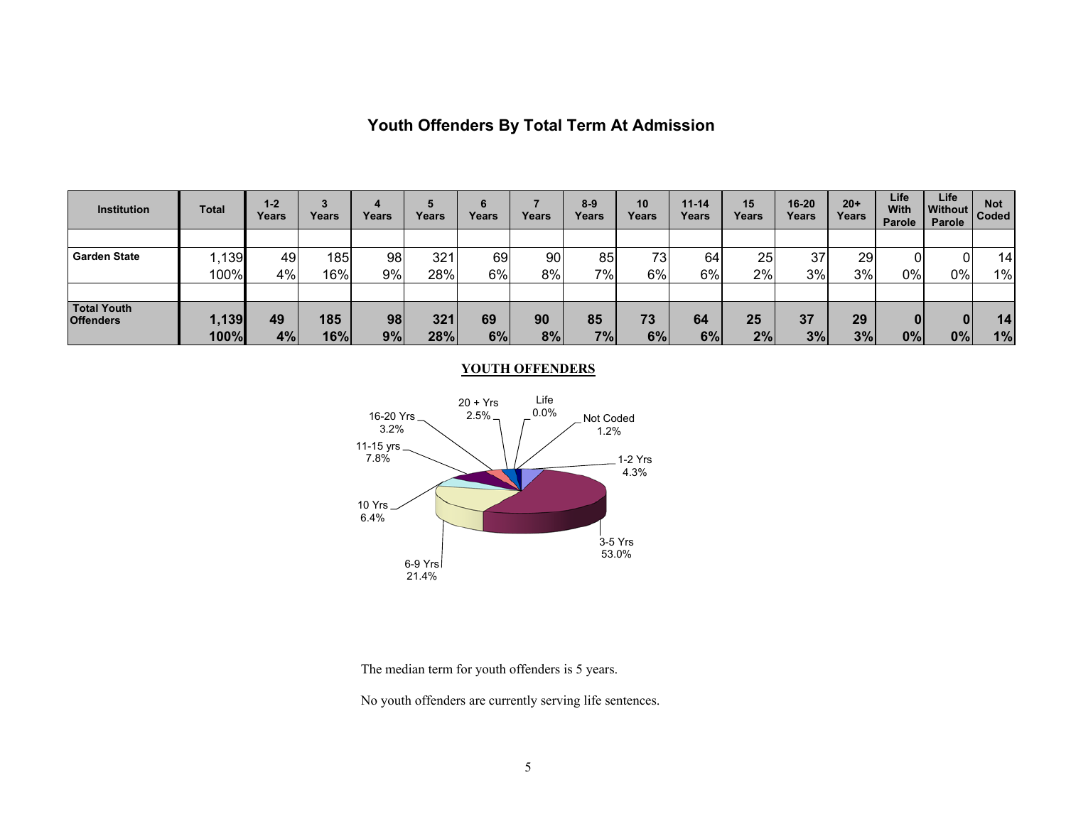# Youth Offenders By Total Term At Admission

| Institution | Total | 1-2 Years | 3 Years | 4 Years | 5 Years | 6 Years | 7 Years | 8-9 Years | 10 Years | 11-14 Years | 15 Years | 16-20 Years | 20+ Years | Life With Parole | Life Without Parole | Not Coded |
|---|---|---|---|---|---|---|---|---|---|---|---|---|---|---|---|---|
| Garden State | 1,139 | 49 | 185 | 98 | 321 | 69 | 90 | 85 | 73 | 64 | 25 | 37 | 29 | 0 | 0 | 14 |
| | 100% | 4% | 16% | 9% | 28% | 6% | 8% | 7% | 6% | 6% | 2% | 3% | 3% | 0% | 0% | 1% |
| **Total Youth Offenders** | **1,139** | **49** | **185** | **98** | **321** | **69** | **90** | **85** | **73** | **64** | **25** | **37** | **29** | **0** | **0** | **14** |
| | **100%** | **4%** | **16%** | **9%** | **28%** | **6%** | **8%** | **7%** | **6%** | **6%** | **2%** | **3%** | **3%** | **0%** | **0%** | **1%** |

**YOUTH OFFENDERS**

| Category | Percent |
|---|---|
| 1-2 Yrs | 4.3% |
| 3-5 Yrs | 53.0% |
| 6-9 Yrs | 21.4% |
| 10 Yrs | 6.4% |
| 11-15 yrs | 7.8% |
| 16-20 Yrs | 3.2% |
| 20 + Yrs | 2.5% |
| Life | 0.0% |
| Not Coded | 1.2% |

The median term for youth offenders is 5 years.

No youth offenders are currently serving life sentences.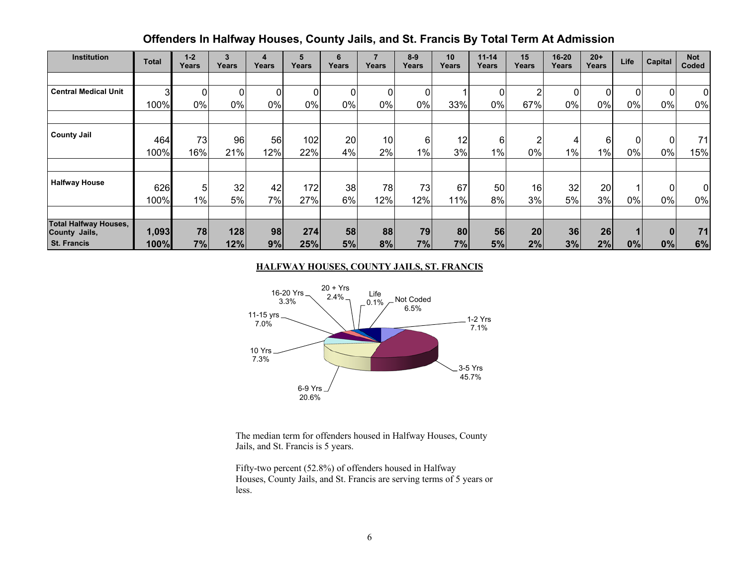## Offenders In Halfway Houses, County Jails, and St. Francis By Total Term At Admission

| Institution | Total | 1-2 Years | 3 Years | 4 Years | 5 Years | 6 Years | 7 Years | 8-9 Years | 10 Years | 11-14 Years | 15 Years | 16-20 Years | 20+ Years | Life | Capital | Not Coded |
|---|---|---|---|---|---|---|---|---|---|---|---|---|---|---|---|---|
| **Central Medical Unit** | 3 | 0 | 0 | 0 | 0 | 0 | 0 | 0 | 1 | 0 | 2 | 0 | 0 | 0 | 0 | 0 |
| | 100% | 0% | 0% | 0% | 0% | 0% | 0% | 0% | 33% | 0% | 67% | 0% | 0% | 0% | 0% | 0% |
| **County Jail** | 464 | 73 | 96 | 56 | 102 | 20 | 10 | 6 | 12 | 6 | 2 | 4 | 6 | 0 | 0 | 71 |
| | 100% | 16% | 21% | 12% | 22% | 4% | 2% | 1% | 3% | 1% | 0% | 1% | 1% | 0% | 0% | 15% |
| **Halfway House** | 626 | 5 | 32 | 42 | 172 | 38 | 78 | 73 | 67 | 50 | 16 | 32 | 20 | 1 | 0 | 0 |
| | 100% | 1% | 5% | 7% | 27% | 6% | 12% | 12% | 11% | 8% | 3% | 5% | 3% | 0% | 0% | 0% |
| **Total Halfway Houses, County Jails, St. Francis** | **1,093** | **78** | **128** | **98** | **274** | **58** | **88** | **79** | **80** | **56** | **20** | **36** | **26** | **1** | **0** | **71** |
| | **100%** | **7%** | **12%** | **9%** | **25%** | **5%** | **8%** | **7%** | **7%** | **5%** | **2%** | **3%** | **2%** | **0%** | **0%** | **6%** |

**HALFWAY HOUSES, COUNTY JAILS, ST. FRANCIS**

16-20 Yrs 3.3%
20 + Yrs 2.4%
Life 0.1%
Not Coded 6.5%
11-15 yrs 7.0%
1-2 Yrs 7.1%
10 Yrs 7.3%
3-5 Yrs 45.7%
6-9 Yrs 20.6%

The median term for offenders housed in Halfway Houses, County Jails, and St. Francis is 5 years.

Fifty-two percent (52.8%) of offenders housed in Halfway Houses, County Jails, and St. Francis are serving terms of 5 years or less.